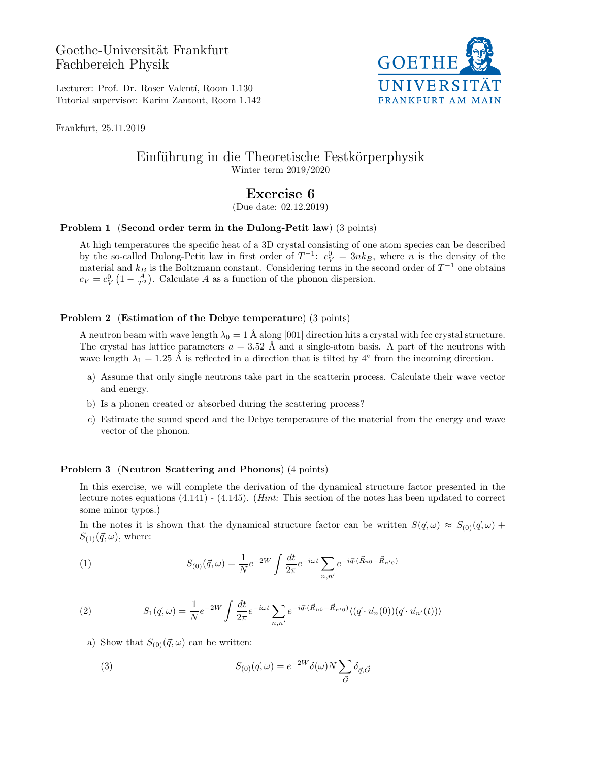Goethe-Universität Frankfurt
Fachbereich Physik

Lecturer: Prof. Dr. Roser Valentí, Room 1.130
Tutorial supervisor: Karim Zantout, Room 1.142

Frankfurt, 25.11.2019

# Einführung in die Theoretische Festkörperphysik

Winter term 2019/2020

## Exercise 6

(Due date: 02.12.2019)

**Problem 1** (**Second order term in the Dulong-Petit law**) (3 points)

At high temperatures the specific heat of a 3D crystal consisting of one atom species can be described by the so-called Dulong-Petit law in first order of $T^{-1}$: $c_V^0 = 3nk_B$, where $n$ is the density of the material and $k_B$ is the Boltzmann constant. Considering terms in the second order of $T^{-1}$ one obtains $c_V = c_V^0 \left(1 - \frac{A}{T^2}\right)$. Calculate $A$ as a function of the phonon dispersion.

**Problem 2** (**Estimation of the Debye temperature**) (3 points)

A neutron beam with wave length $\lambda_0 = 1$ Å along [001] direction hits a crystal with fcc crystal structure. The crystal has lattice parameters $a = 3.52$ Å and a single-atom basis. A part of the neutrons with wave length $\lambda_1 = 1.25$ Å is reflected in a direction that is tilted by 4° from the incoming direction.

a) Assume that only single neutrons take part in the scatterin process. Calculate their wave vector and energy.

b) Is a phonen created or absorbed during the scattering process?

c) Estimate the sound speed and the Debye temperature of the material from the energy and wave vector of the phonon.

**Problem 3** (**Neutron Scattering and Phonons**) (4 points)

In this exercise, we will complete the derivation of the dynamical structure factor presented in the lecture notes equations (4.141) - (4.145). (*Hint:* This section of the notes has been updated to correct some minor typos.)

In the notes it is shown that the dynamical structure factor can be written $S(\vec{q}, \omega) \approx S_{(0)}(\vec{q}, \omega) + S_{(1)}(\vec{q}, \omega)$, where:

$$S_{(0)}(\vec{q}, \omega) = \frac{1}{N} e^{-2W} \int \frac{dt}{2\pi} e^{-i\omega t} \sum_{n,n'} e^{-i\vec{q}\cdot(\vec{R}_{n0} - \vec{R}_{n'0})} \tag{1}$$

$$S_1(\vec{q}, \omega) = \frac{1}{N} e^{-2W} \int \frac{dt}{2\pi} e^{-i\omega t} \sum_{n,n'} e^{-i\vec{q}\cdot(\vec{R}_{n0} - \vec{R}_{n'0})} \langle (\vec{q} \cdot \vec{u}_n(0))(\vec{q} \cdot \vec{u}_{n'}(t)) \rangle \tag{2}$$

a) Show that $S_{(0)}(\vec{q}, \omega)$ can be written:

$$S_{(0)}(\vec{q}, \omega) = e^{-2W} \delta(\omega) N \sum_{\vec{G}} \delta_{\vec{q}, \vec{G}} \tag{3}$$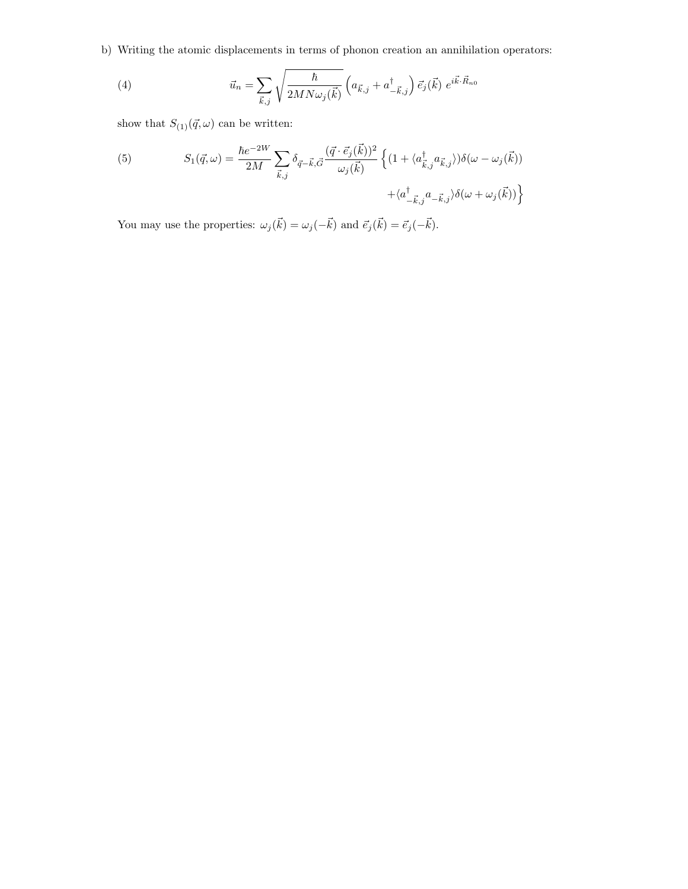b) Writing the atomic displacements in terms of phonon creation an annihilation operators:

$$\vec{u}_n = \sum_{\vec{k},j} \sqrt{\frac{\hbar}{2MN\omega_j(\vec{k})}} \left( a_{\vec{k},j} + a^\dagger_{-\vec{k},j} \right) \vec{e}_j(\vec{k}) \; e^{i\vec{k}\cdot\vec{R}_{n0}} \tag{4}$$

show that $S_{(1)}(\vec{q}, \omega)$ can be written:

$$S_1(\vec{q}, \omega) = \frac{\hbar e^{-2W}}{2M} \sum_{\vec{k},j} \delta_{\vec{q}-\vec{k},\vec{G}} \frac{(\vec{q}\cdot\vec{e}_j(\vec{k}))^2}{\omega_j(\vec{k})} \Big\{ (1 + \langle a^\dagger_{\vec{k},j} a_{\vec{k},j} \rangle) \delta(\omega - \omega_j(\vec{k})) + \langle a^\dagger_{-\vec{k},j} a_{-\vec{k},j} \rangle \delta(\omega + \omega_j(\vec{k})) \Big\} \tag{5}$$

You may use the properties: $\omega_j(\vec{k}) = \omega_j(-\vec{k})$ and $\vec{e}_j(\vec{k}) = \vec{e}_j(-\vec{k})$.